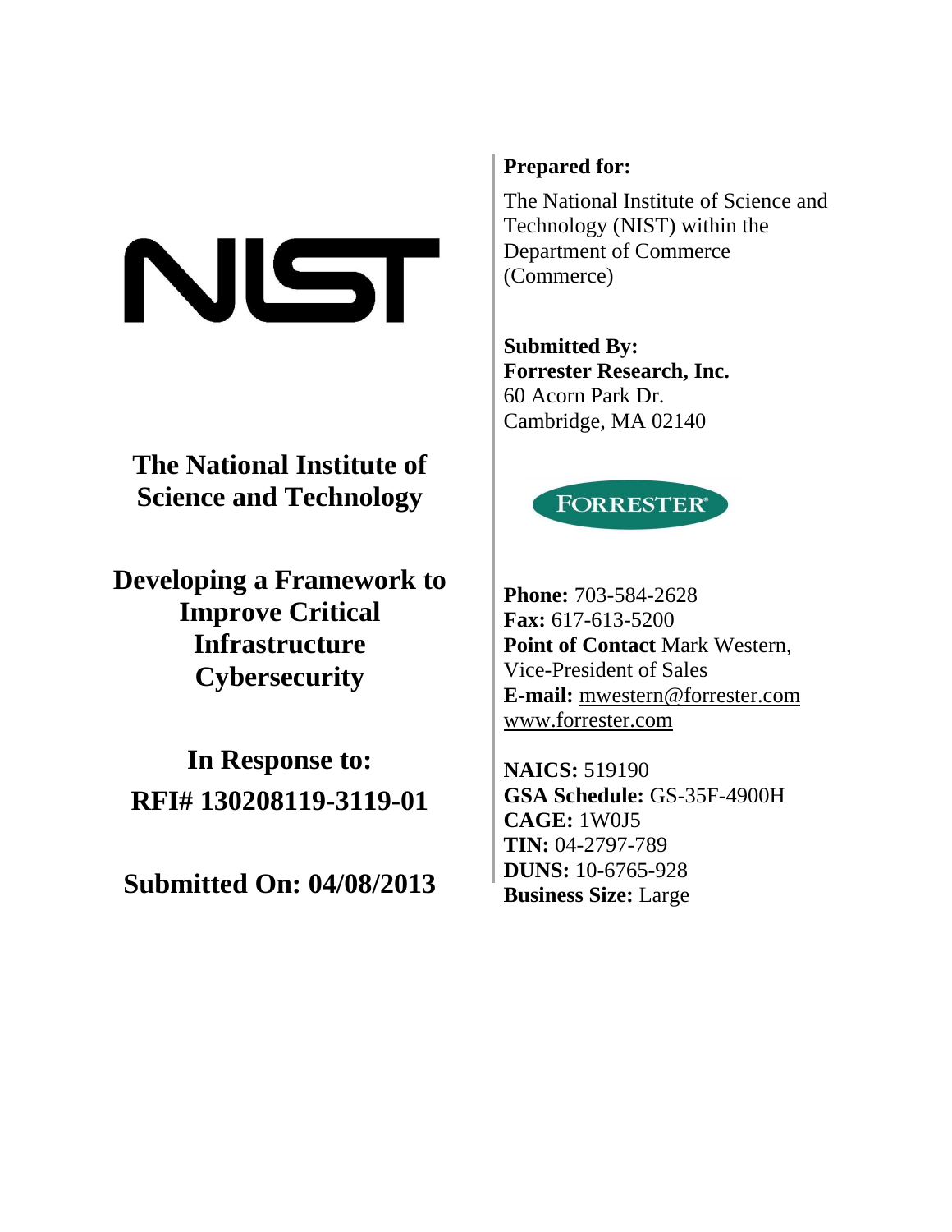# The National Institute of Science and Technology

## Developing a Framework to Improve Critical Infrastructure Cybersecurity

## In Response to: RFI# 130208119-3119-01

## Submitted On: 04/08/2013

**Prepared for:**

The National Institute of Science and Technology (NIST) within the Department of Commerce (Commerce)

**Submitted By:**
**Forrester Research, Inc.**
60 Acorn Park Dr.
Cambridge, MA 02140

**Phone:** 703-584-2628
**Fax:** 617-613-5200
**Point of Contact** Mark Western, Vice-President of Sales
**E-mail:** mwestern@forrester.com
www.forrester.com

**NAICS:** 519190
**GSA Schedule:** GS-35F-4900H
**CAGE:** 1W0J5
**TIN:** 04-2797-789
**DUNS:** 10-6765-928
**Business Size:** Large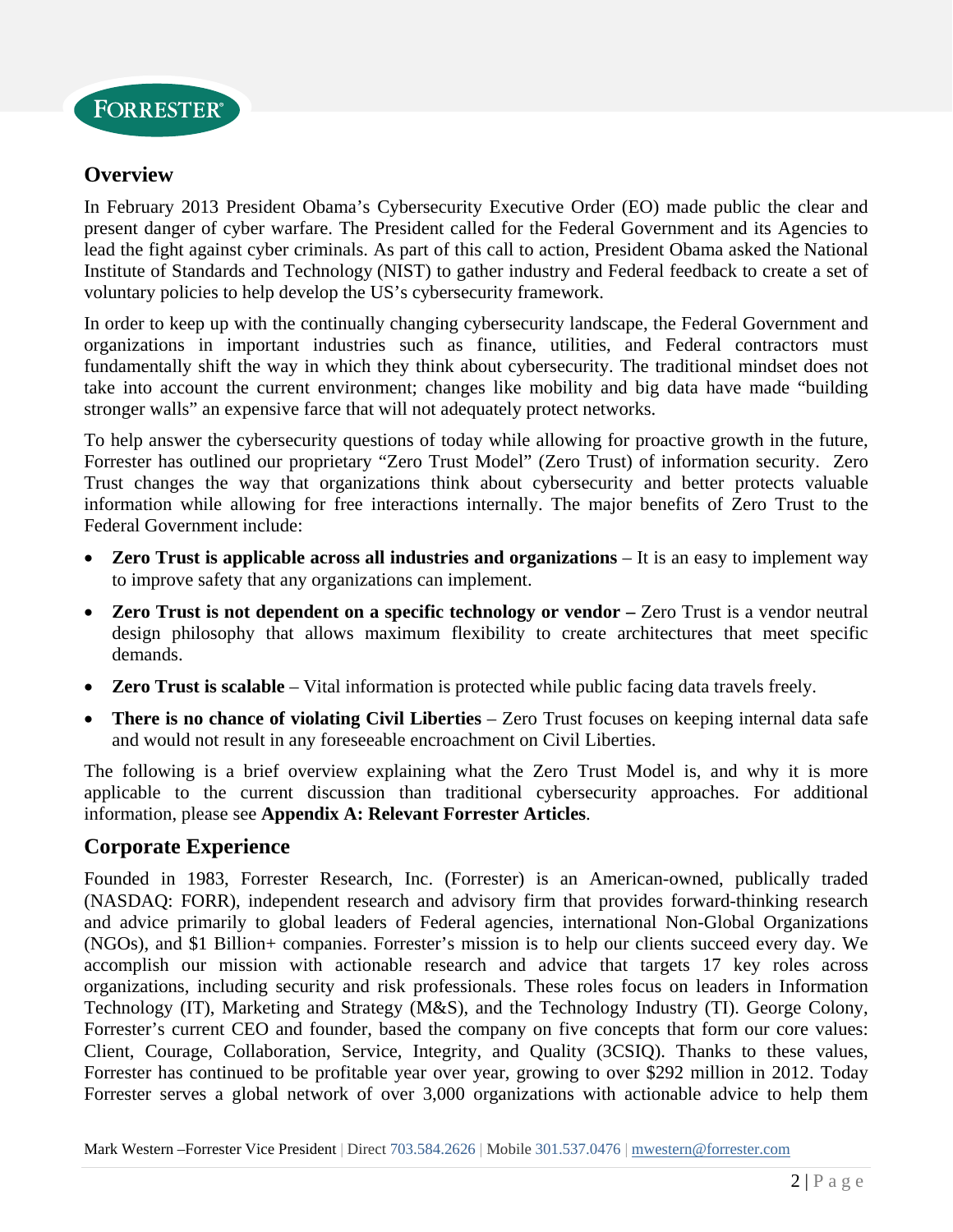## Overview

In February 2013 President Obama's Cybersecurity Executive Order (EO) made public the clear and present danger of cyber warfare. The President called for the Federal Government and its Agencies to lead the fight against cyber criminals. As part of this call to action, President Obama asked the National Institute of Standards and Technology (NIST) to gather industry and Federal feedback to create a set of voluntary policies to help develop the US's cybersecurity framework.

In order to keep up with the continually changing cybersecurity landscape, the Federal Government and organizations in important industries such as finance, utilities, and Federal contractors must fundamentally shift the way in which they think about cybersecurity. The traditional mindset does not take into account the current environment; changes like mobility and big data have made "building stronger walls" an expensive farce that will not adequately protect networks.

To help answer the cybersecurity questions of today while allowing for proactive growth in the future, Forrester has outlined our proprietary "Zero Trust Model" (Zero Trust) of information security. Zero Trust changes the way that organizations think about cybersecurity and better protects valuable information while allowing for free interactions internally. The major benefits of Zero Trust to the Federal Government include:

- **Zero Trust is applicable across all industries and organizations** – It is an easy to implement way to improve safety that any organizations can implement.
- **Zero Trust is not dependent on a specific technology or vendor –** Zero Trust is a vendor neutral design philosophy that allows maximum flexibility to create architectures that meet specific demands.
- **Zero Trust is scalable** – Vital information is protected while public facing data travels freely.
- **There is no chance of violating Civil Liberties** – Zero Trust focuses on keeping internal data safe and would not result in any foreseeable encroachment on Civil Liberties.

The following is a brief overview explaining what the Zero Trust Model is, and why it is more applicable to the current discussion than traditional cybersecurity approaches. For additional information, please see **Appendix A: Relevant Forrester Articles**.

## Corporate Experience

Founded in 1983, Forrester Research, Inc. (Forrester) is an American-owned, publically traded (NASDAQ: FORR), independent research and advisory firm that provides forward-thinking research and advice primarily to global leaders of Federal agencies, international Non-Global Organizations (NGOs), and $1 Billion+ companies. Forrester's mission is to help our clients succeed every day. We accomplish our mission with actionable research and advice that targets 17 key roles across organizations, including security and risk professionals. These roles focus on leaders in Information Technology (IT), Marketing and Strategy (M&S), and the Technology Industry (TI). George Colony, Forrester's current CEO and founder, based the company on five concepts that form our core values: Client, Courage, Collaboration, Service, Integrity, and Quality (3CSIQ). Thanks to these values, Forrester has continued to be profitable year over year, growing to over $292 million in 2012. Today Forrester serves a global network of over 3,000 organizations with actionable advice to help them

Mark Western –Forrester Vice President | Direct 703.584.2626 | Mobile 301.537.0476 | mwestern@forrester.com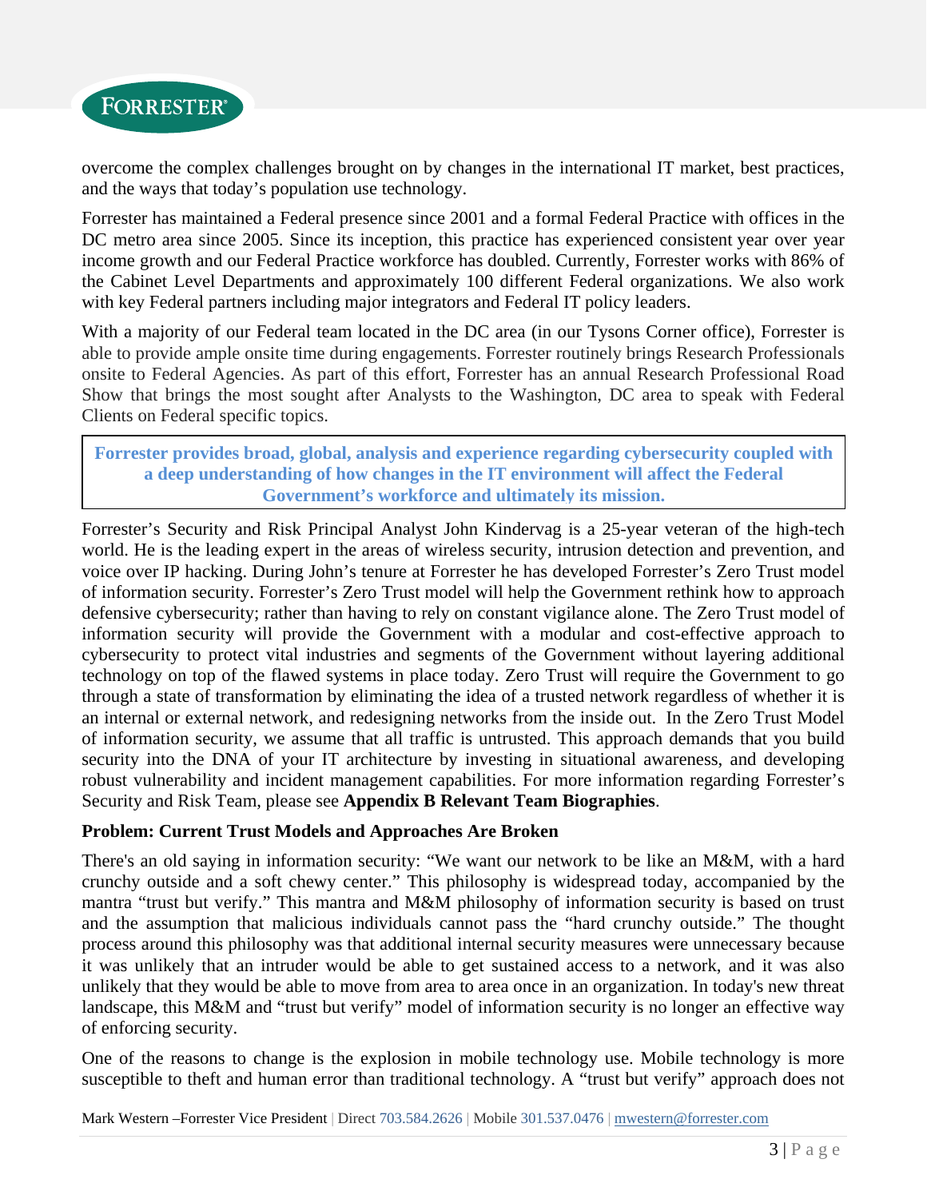overcome the complex challenges brought on by changes in the international IT market, best practices, and the ways that today's population use technology.

Forrester has maintained a Federal presence since 2001 and a formal Federal Practice with offices in the DC metro area since 2005. Since its inception, this practice has experienced consistent year over year income growth and our Federal Practice workforce has doubled. Currently, Forrester works with 86% of the Cabinet Level Departments and approximately 100 different Federal organizations. We also work with key Federal partners including major integrators and Federal IT policy leaders.

With a majority of our Federal team located in the DC area (in our Tysons Corner office), Forrester is able to provide ample onsite time during engagements. Forrester routinely brings Research Professionals onsite to Federal Agencies. As part of this effort, Forrester has an annual Research Professional Road Show that brings the most sought after Analysts to the Washington, DC area to speak with Federal Clients on Federal specific topics.

**Forrester provides broad, global, analysis and experience regarding cybersecurity coupled with a deep understanding of how changes in the IT environment will affect the Federal Government's workforce and ultimately its mission.**

Forrester's Security and Risk Principal Analyst John Kindervag is a 25-year veteran of the high-tech world. He is the leading expert in the areas of wireless security, intrusion detection and prevention, and voice over IP hacking. During John's tenure at Forrester he has developed Forrester's Zero Trust model of information security. Forrester's Zero Trust model will help the Government rethink how to approach defensive cybersecurity; rather than having to rely on constant vigilance alone. The Zero Trust model of information security will provide the Government with a modular and cost-effective approach to cybersecurity to protect vital industries and segments of the Government without layering additional technology on top of the flawed systems in place today. Zero Trust will require the Government to go through a state of transformation by eliminating the idea of a trusted network regardless of whether it is an internal or external network, and redesigning networks from the inside out. In the Zero Trust Model of information security, we assume that all traffic is untrusted. This approach demands that you build security into the DNA of your IT architecture by investing in situational awareness, and developing robust vulnerability and incident management capabilities. For more information regarding Forrester's Security and Risk Team, please see **Appendix B Relevant Team Biographies**.

**Problem: Current Trust Models and Approaches Are Broken**

There's an old saying in information security: "We want our network to be like an M&M, with a hard crunchy outside and a soft chewy center." This philosophy is widespread today, accompanied by the mantra "trust but verify." This mantra and M&M philosophy of information security is based on trust and the assumption that malicious individuals cannot pass the "hard crunchy outside." The thought process around this philosophy was that additional internal security measures were unnecessary because it was unlikely that an intruder would be able to get sustained access to a network, and it was also unlikely that they would be able to move from area to area once in an organization. In today's new threat landscape, this M&M and "trust but verify" model of information security is no longer an effective way of enforcing security.

One of the reasons to change is the explosion in mobile technology use. Mobile technology is more susceptible to theft and human error than traditional technology. A "trust but verify" approach does not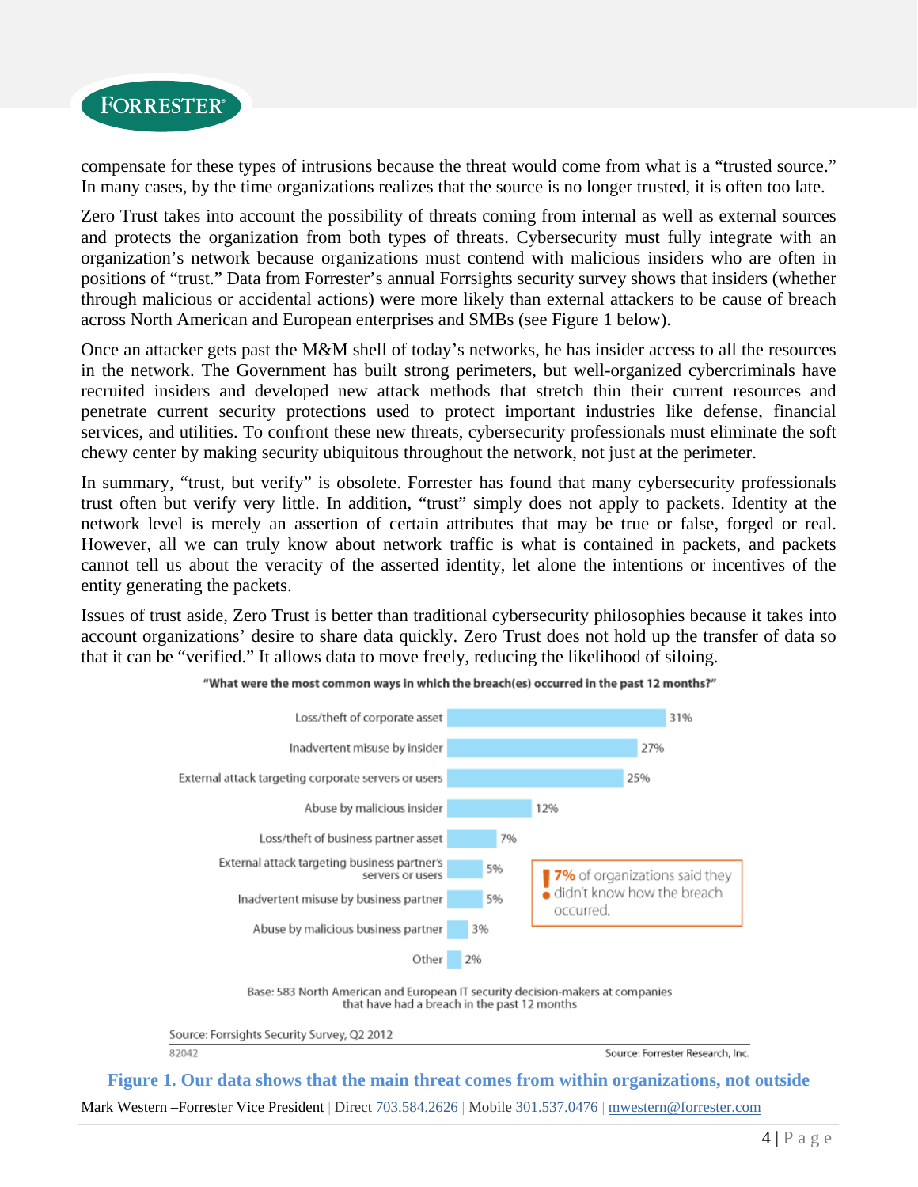compensate for these types of intrusions because the threat would come from what is a "trusted source." In many cases, by the time organizations realizes that the source is no longer trusted, it is often too late.

Zero Trust takes into account the possibility of threats coming from internal as well as external sources and protects the organization from both types of threats. Cybersecurity must fully integrate with an organization's network because organizations must contend with malicious insiders who are often in positions of "trust." Data from Forrester's annual Forrsights security survey shows that insiders (whether through malicious or accidental actions) were more likely than external attackers to be cause of breach across North American and European enterprises and SMBs (see Figure 1 below).

Once an attacker gets past the M&M shell of today's networks, he has insider access to all the resources in the network. The Government has built strong perimeters, but well-organized cybercriminals have recruited insiders and developed new attack methods that stretch thin their current resources and penetrate current security protections used to protect important industries like defense, financial services, and utilities. To confront these new threats, cybersecurity professionals must eliminate the soft chewy center by making security ubiquitous throughout the network, not just at the perimeter.

In summary, "trust, but verify" is obsolete. Forrester has found that many cybersecurity professionals trust often but verify very little. In addition, "trust" simply does not apply to packets. Identity at the network level is merely an assertion of certain attributes that may be true or false, forged or real. However, all we can truly know about network traffic is what is contained in packets, and packets cannot tell us about the veracity of the asserted identity, let alone the intentions or incentives of the entity generating the packets.

Issues of trust aside, Zero Trust is better than traditional cybersecurity philosophies because it takes into account organizations' desire to share data quickly. Zero Trust does not hold up the transfer of data so that it can be "verified." It allows data to move freely, reducing the likelihood of siloing.

**"What were the most common ways in which the breach(es) occurred in the past 12 months?"**

| Breach method | Percentage |
|---|---|
| Loss/theft of corporate asset | 31% |
| Inadvertent misuse by insider | 27% |
| External attack targeting corporate servers or users | 25% |
| Abuse by malicious insider | 12% |
| Loss/theft of business partner asset | 7% |
| External attack targeting business partner's servers or users | 5% |
| Inadvertent misuse by business partner | 5% |
| Abuse by malicious business partner | 3% |
| Other | 2% |

**7%** of organizations said they didn't know how the breach occurred.

Base: 583 North American and European IT security decision-makers at companies that have had a breach in the past 12 months

Source: Forrsights Security Survey, Q2 2012

82042 Source: Forrester Research, Inc.

**Figure 1. Our data shows that the main threat comes from within organizations, not outside**

Mark Western –Forrester Vice President | Direct 703.584.2626 | Mobile 301.537.0476 | mwestern@forrester.com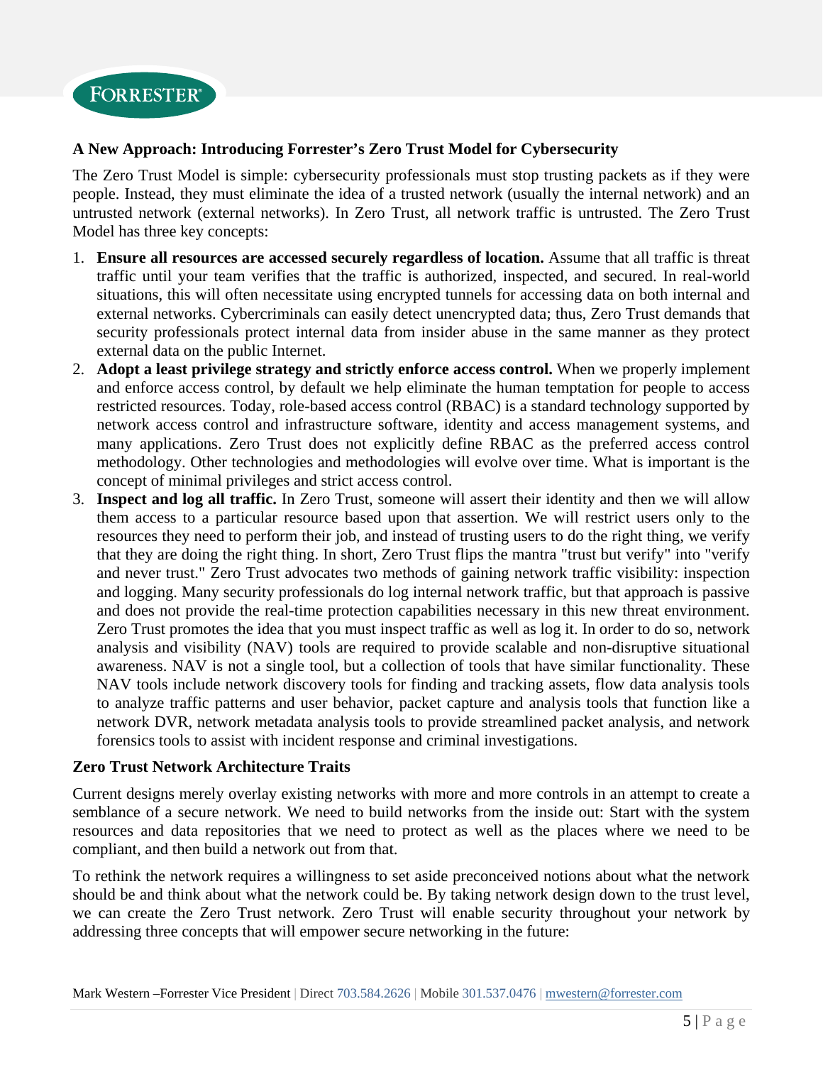### A New Approach: Introducing Forrester's Zero Trust Model for Cybersecurity

The Zero Trust Model is simple: cybersecurity professionals must stop trusting packets as if they were people. Instead, they must eliminate the idea of a trusted network (usually the internal network) and an untrusted network (external networks). In Zero Trust, all network traffic is untrusted. The Zero Trust Model has three key concepts:

1. **Ensure all resources are accessed securely regardless of location.** Assume that all traffic is threat traffic until your team verifies that the traffic is authorized, inspected, and secured. In real-world situations, this will often necessitate using encrypted tunnels for accessing data on both internal and external networks. Cybercriminals can easily detect unencrypted data; thus, Zero Trust demands that security professionals protect internal data from insider abuse in the same manner as they protect external data on the public Internet.
2. **Adopt a least privilege strategy and strictly enforce access control.** When we properly implement and enforce access control, by default we help eliminate the human temptation for people to access restricted resources. Today, role-based access control (RBAC) is a standard technology supported by network access control and infrastructure software, identity and access management systems, and many applications. Zero Trust does not explicitly define RBAC as the preferred access control methodology. Other technologies and methodologies will evolve over time. What is important is the concept of minimal privileges and strict access control.
3. **Inspect and log all traffic.** In Zero Trust, someone will assert their identity and then we will allow them access to a particular resource based upon that assertion. We will restrict users only to the resources they need to perform their job, and instead of trusting users to do the right thing, we verify that they are doing the right thing. In short, Zero Trust flips the mantra "trust but verify" into "verify and never trust." Zero Trust advocates two methods of gaining network traffic visibility: inspection and logging. Many security professionals do log internal network traffic, but that approach is passive and does not provide the real-time protection capabilities necessary in this new threat environment. Zero Trust promotes the idea that you must inspect traffic as well as log it. In order to do so, network analysis and visibility (NAV) tools are required to provide scalable and non-disruptive situational awareness. NAV is not a single tool, but a collection of tools that have similar functionality. These NAV tools include network discovery tools for finding and tracking assets, flow data analysis tools to analyze traffic patterns and user behavior, packet capture and analysis tools that function like a network DVR, network metadata analysis tools to provide streamlined packet analysis, and network forensics tools to assist with incident response and criminal investigations.

### Zero Trust Network Architecture Traits

Current designs merely overlay existing networks with more and more controls in an attempt to create a semblance of a secure network. We need to build networks from the inside out: Start with the system resources and data repositories that we need to protect as well as the places where we need to be compliant, and then build a network out from that.

To rethink the network requires a willingness to set aside preconceived notions about what the network should be and think about what the network could be. By taking network design down to the trust level, we can create the Zero Trust network. Zero Trust will enable security throughout your network by addressing three concepts that will empower secure networking in the future: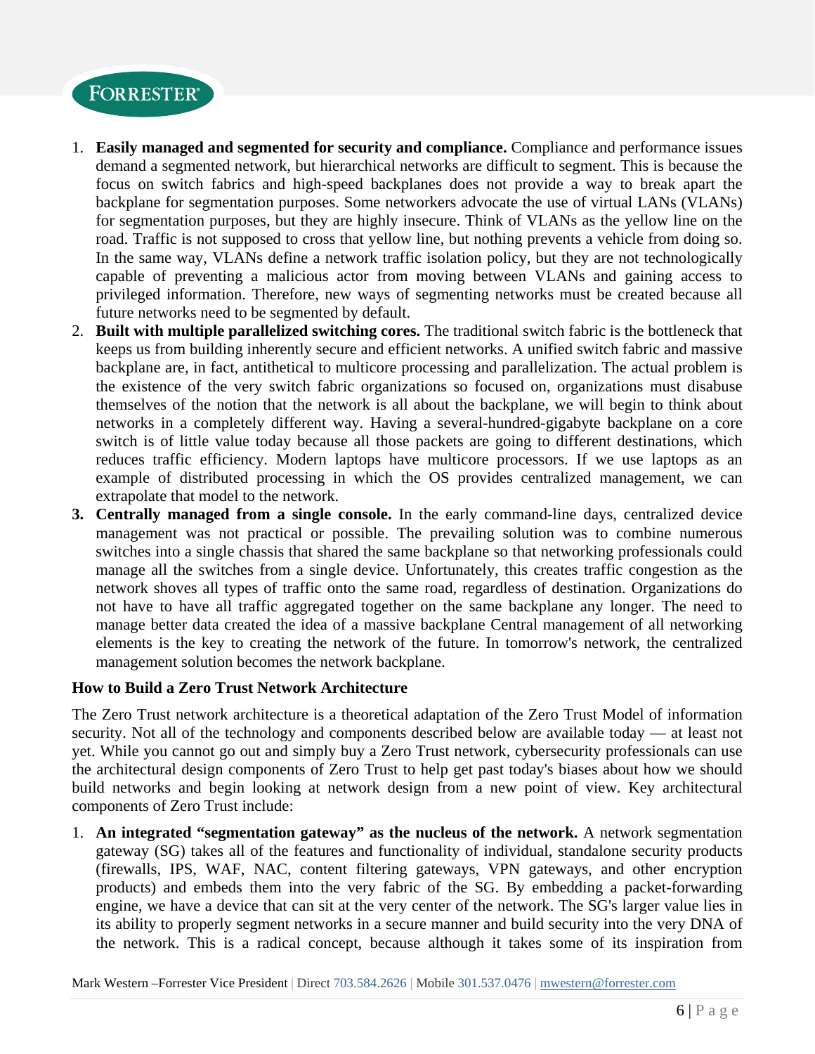1. **Easily managed and segmented for security and compliance.** Compliance and performance issues demand a segmented network, but hierarchical networks are difficult to segment. This is because the focus on switch fabrics and high-speed backplanes does not provide a way to break apart the backplane for segmentation purposes. Some networkers advocate the use of virtual LANs (VLANs) for segmentation purposes, but they are highly insecure. Think of VLANs as the yellow line on the road. Traffic is not supposed to cross that yellow line, but nothing prevents a vehicle from doing so. In the same way, VLANs define a network traffic isolation policy, but they are not technologically capable of preventing a malicious actor from moving between VLANs and gaining access to privileged information. Therefore, new ways of segmenting networks must be created because all future networks need to be segmented by default.
2. **Built with multiple parallelized switching cores.** The traditional switch fabric is the bottleneck that keeps us from building inherently secure and efficient networks. A unified switch fabric and massive backplane are, in fact, antithetical to multicore processing and parallelization. The actual problem is the existence of the very switch fabric organizations so focused on, organizations must disabuse themselves of the notion that the network is all about the backplane, we will begin to think about networks in a completely different way. Having a several-hundred-gigabyte backplane on a core switch is of little value today because all those packets are going to different destinations, which reduces traffic efficiency. Modern laptops have multicore processors. If we use laptops as an example of distributed processing in which the OS provides centralized management, we can extrapolate that model to the network.
3. **Centrally managed from a single console.** In the early command-line days, centralized device management was not practical or possible. The prevailing solution was to combine numerous switches into a single chassis that shared the same backplane so that networking professionals could manage all the switches from a single device. Unfortunately, this creates traffic congestion as the network shoves all types of traffic onto the same road, regardless of destination. Organizations do not have to have all traffic aggregated together on the same backplane any longer. The need to manage better data created the idea of a massive backplane Central management of all networking elements is the key to creating the network of the future. In tomorrow's network, the centralized management solution becomes the network backplane.

**How to Build a Zero Trust Network Architecture**

The Zero Trust network architecture is a theoretical adaptation of the Zero Trust Model of information security. Not all of the technology and components described below are available today — at least not yet. While you cannot go out and simply buy a Zero Trust network, cybersecurity professionals can use the architectural design components of Zero Trust to help get past today's biases about how we should build networks and begin looking at network design from a new point of view. Key architectural components of Zero Trust include:

1. **An integrated "segmentation gateway" as the nucleus of the network.** A network segmentation gateway (SG) takes all of the features and functionality of individual, standalone security products (firewalls, IPS, WAF, NAC, content filtering gateways, VPN gateways, and other encryption products) and embeds them into the very fabric of the SG. By embedding a packet-forwarding engine, we have a device that can sit at the very center of the network. The SG's larger value lies in its ability to properly segment networks in a secure manner and build security into the very DNA of the network. This is a radical concept, because although it takes some of its inspiration from

Mark Western –Forrester Vice President | Direct 703.584.2626 | Mobile 301.537.0476 | mwestern@forrester.com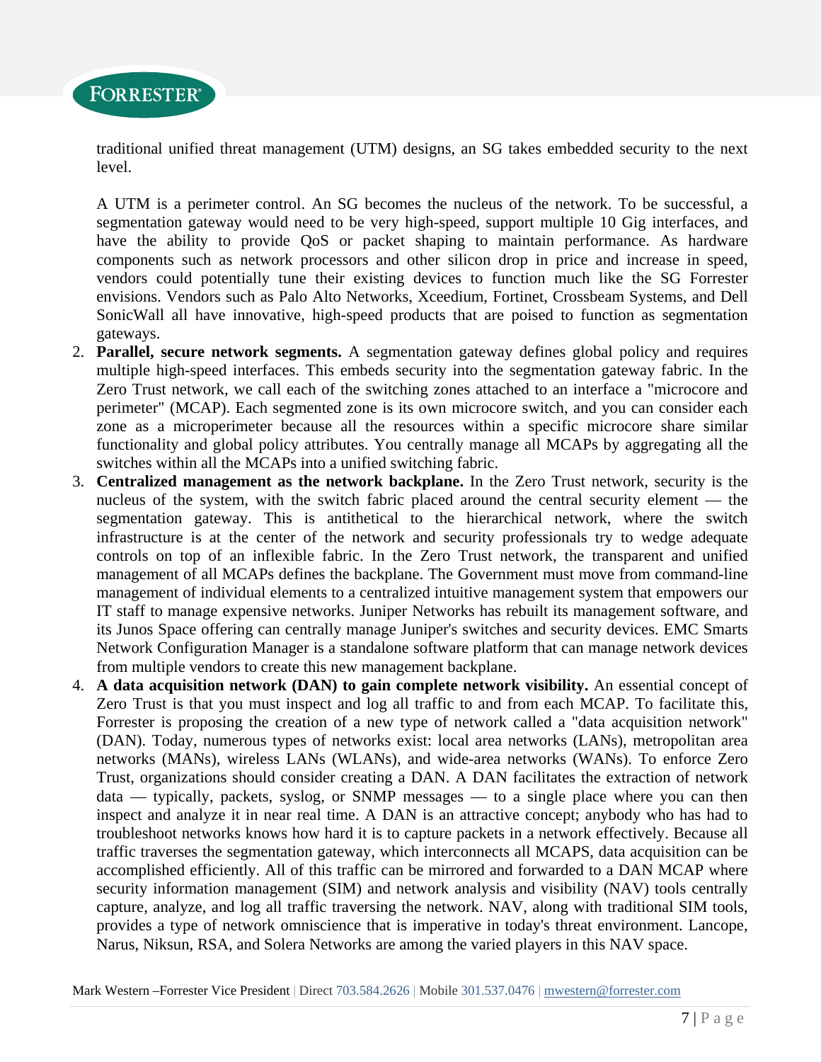traditional unified threat management (UTM) designs, an SG takes embedded security to the next level.

A UTM is a perimeter control. An SG becomes the nucleus of the network. To be successful, a segmentation gateway would need to be very high-speed, support multiple 10 Gig interfaces, and have the ability to provide QoS or packet shaping to maintain performance. As hardware components such as network processors and other silicon drop in price and increase in speed, vendors could potentially tune their existing devices to function much like the SG Forrester envisions. Vendors such as Palo Alto Networks, Xceedium, Fortinet, Crossbeam Systems, and Dell SonicWall all have innovative, high-speed products that are poised to function as segmentation gateways.

2. **Parallel, secure network segments.** A segmentation gateway defines global policy and requires multiple high-speed interfaces. This embeds security into the segmentation gateway fabric. In the Zero Trust network, we call each of the switching zones attached to an interface a "microcore and perimeter" (MCAP). Each segmented zone is its own microcore switch, and you can consider each zone as a microperimeter because all the resources within a specific microcore share similar functionality and global policy attributes. You centrally manage all MCAPs by aggregating all the switches within all the MCAPs into a unified switching fabric.
3. **Centralized management as the network backplane.** In the Zero Trust network, security is the nucleus of the system, with the switch fabric placed around the central security element — the segmentation gateway. This is antithetical to the hierarchical network, where the switch infrastructure is at the center of the network and security professionals try to wedge adequate controls on top of an inflexible fabric. In the Zero Trust network, the transparent and unified management of all MCAPs defines the backplane. The Government must move from command-line management of individual elements to a centralized intuitive management system that empowers our IT staff to manage expensive networks. Juniper Networks has rebuilt its management software, and its Junos Space offering can centrally manage Juniper's switches and security devices. EMC Smarts Network Configuration Manager is a standalone software platform that can manage network devices from multiple vendors to create this new management backplane.
4. **A data acquisition network (DAN) to gain complete network visibility.** An essential concept of Zero Trust is that you must inspect and log all traffic to and from each MCAP. To facilitate this, Forrester is proposing the creation of a new type of network called a "data acquisition network" (DAN). Today, numerous types of networks exist: local area networks (LANs), metropolitan area networks (MANs), wireless LANs (WLANs), and wide-area networks (WANs). To enforce Zero Trust, organizations should consider creating a DAN. A DAN facilitates the extraction of network data — typically, packets, syslog, or SNMP messages — to a single place where you can then inspect and analyze it in near real time. A DAN is an attractive concept; anybody who has had to troubleshoot networks knows how hard it is to capture packets in a network effectively. Because all traffic traverses the segmentation gateway, which interconnects all MCAPS, data acquisition can be accomplished efficiently. All of this traffic can be mirrored and forwarded to a DAN MCAP where security information management (SIM) and network analysis and visibility (NAV) tools centrally capture, analyze, and log all traffic traversing the network. NAV, along with traditional SIM tools, provides a type of network omniscience that is imperative in today's threat environment. Lancope, Narus, Niksun, RSA, and Solera Networks are among the varied players in this NAV space.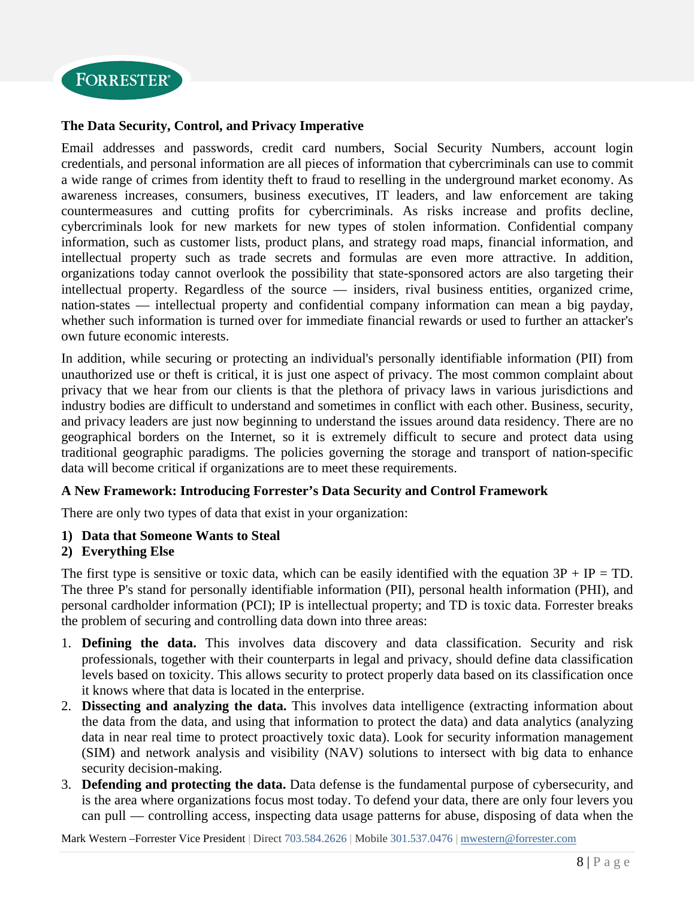**The Data Security, Control, and Privacy Imperative**

Email addresses and passwords, credit card numbers, Social Security Numbers, account login credentials, and personal information are all pieces of information that cybercriminals can use to commit a wide range of crimes from identity theft to fraud to reselling in the underground market economy. As awareness increases, consumers, business executives, IT leaders, and law enforcement are taking countermeasures and cutting profits for cybercriminals. As risks increase and profits decline, cybercriminals look for new markets for new types of stolen information. Confidential company information, such as customer lists, product plans, and strategy road maps, financial information, and intellectual property such as trade secrets and formulas are even more attractive. In addition, organizations today cannot overlook the possibility that state-sponsored actors are also targeting their intellectual property. Regardless of the source — insiders, rival business entities, organized crime, nation-states — intellectual property and confidential company information can mean a big payday, whether such information is turned over for immediate financial rewards or used to further an attacker's own future economic interests.

In addition, while securing or protecting an individual's personally identifiable information (PII) from unauthorized use or theft is critical, it is just one aspect of privacy. The most common complaint about privacy that we hear from our clients is that the plethora of privacy laws in various jurisdictions and industry bodies are difficult to understand and sometimes in conflict with each other. Business, security, and privacy leaders are just now beginning to understand the issues around data residency. There are no geographical borders on the Internet, so it is extremely difficult to secure and protect data using traditional geographic paradigms. The policies governing the storage and transport of nation-specific data will become critical if organizations are to meet these requirements.

**A New Framework: Introducing Forrester's Data Security and Control Framework**

There are only two types of data that exist in your organization:

1) **Data that Someone Wants to Steal**
2) **Everything Else**

The first type is sensitive or toxic data, which can be easily identified with the equation 3P + IP = TD. The three P's stand for personally identifiable information (PII), personal health information (PHI), and personal cardholder information (PCI); IP is intellectual property; and TD is toxic data. Forrester breaks the problem of securing and controlling data down into three areas:

1. **Defining the data.** This involves data discovery and data classification. Security and risk professionals, together with their counterparts in legal and privacy, should define data classification levels based on toxicity. This allows security to protect properly data based on its classification once it knows where that data is located in the enterprise.
2. **Dissecting and analyzing the data.** This involves data intelligence (extracting information about the data from the data, and using that information to protect the data) and data analytics (analyzing data in near real time to protect proactively toxic data). Look for security information management (SIM) and network analysis and visibility (NAV) solutions to intersect with big data to enhance security decision-making.
3. **Defending and protecting the data.** Data defense is the fundamental purpose of cybersecurity, and is the area where organizations focus most today. To defend your data, there are only four levers you can pull — controlling access, inspecting data usage patterns for abuse, disposing of data when the

Mark Western –Forrester Vice President | Direct 703.584.2626 | Mobile 301.537.0476 | mwestern@forrester.com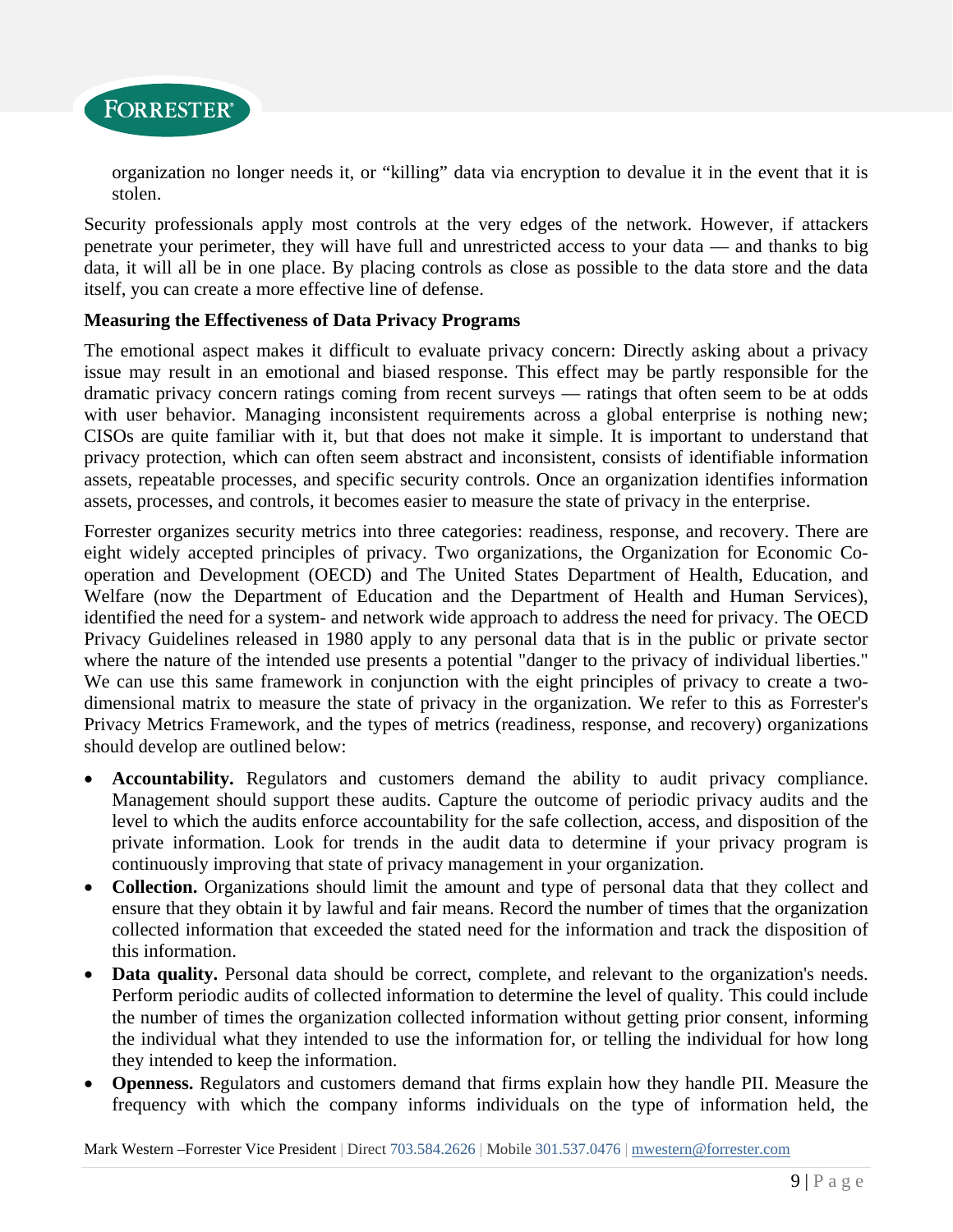organization no longer needs it, or "killing" data via encryption to devalue it in the event that it is stolen.

Security professionals apply most controls at the very edges of the network. However, if attackers penetrate your perimeter, they will have full and unrestricted access to your data — and thanks to big data, it will all be in one place. By placing controls as close as possible to the data store and the data itself, you can create a more effective line of defense.

**Measuring the Effectiveness of Data Privacy Programs**

The emotional aspect makes it difficult to evaluate privacy concern: Directly asking about a privacy issue may result in an emotional and biased response. This effect may be partly responsible for the dramatic privacy concern ratings coming from recent surveys — ratings that often seem to be at odds with user behavior. Managing inconsistent requirements across a global enterprise is nothing new; CISOs are quite familiar with it, but that does not make it simple. It is important to understand that privacy protection, which can often seem abstract and inconsistent, consists of identifiable information assets, repeatable processes, and specific security controls. Once an organization identifies information assets, processes, and controls, it becomes easier to measure the state of privacy in the enterprise.

Forrester organizes security metrics into three categories: readiness, response, and recovery. There are eight widely accepted principles of privacy. Two organizations, the Organization for Economic Co-operation and Development (OECD) and The United States Department of Health, Education, and Welfare (now the Department of Education and the Department of Health and Human Services), identified the need for a system- and network wide approach to address the need for privacy. The OECD Privacy Guidelines released in 1980 apply to any personal data that is in the public or private sector where the nature of the intended use presents a potential "danger to the privacy of individual liberties." We can use this same framework in conjunction with the eight principles of privacy to create a two-dimensional matrix to measure the state of privacy in the organization. We refer to this as Forrester's Privacy Metrics Framework, and the types of metrics (readiness, response, and recovery) organizations should develop are outlined below:

- **Accountability.** Regulators and customers demand the ability to audit privacy compliance. Management should support these audits. Capture the outcome of periodic privacy audits and the level to which the audits enforce accountability for the safe collection, access, and disposition of the private information. Look for trends in the audit data to determine if your privacy program is continuously improving that state of privacy management in your organization.
- **Collection.** Organizations should limit the amount and type of personal data that they collect and ensure that they obtain it by lawful and fair means. Record the number of times that the organization collected information that exceeded the stated need for the information and track the disposition of this information.
- **Data quality.** Personal data should be correct, complete, and relevant to the organization's needs. Perform periodic audits of collected information to determine the level of quality. This could include the number of times the organization collected information without getting prior consent, informing the individual what they intended to use the information for, or telling the individual for how long they intended to keep the information.
- **Openness.** Regulators and customers demand that firms explain how they handle PII. Measure the frequency with which the company informs individuals on the type of information held, the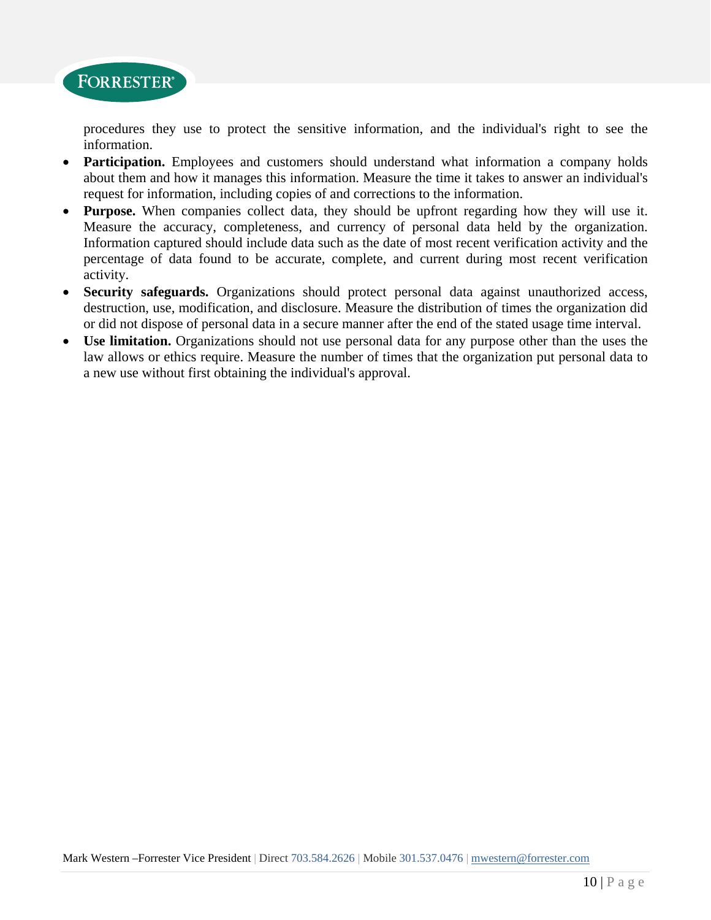procedures they use to protect the sensitive information, and the individual's right to see the information.

- **Participation.** Employees and customers should understand what information a company holds about them and how it manages this information. Measure the time it takes to answer an individual's request for information, including copies of and corrections to the information.
- **Purpose.** When companies collect data, they should be upfront regarding how they will use it. Measure the accuracy, completeness, and currency of personal data held by the organization. Information captured should include data such as the date of most recent verification activity and the percentage of data found to be accurate, complete, and current during most recent verification activity.
- **Security safeguards.** Organizations should protect personal data against unauthorized access, destruction, use, modification, and disclosure. Measure the distribution of times the organization did or did not dispose of personal data in a secure manner after the end of the stated usage time interval.
- **Use limitation.** Organizations should not use personal data for any purpose other than the uses the law allows or ethics require. Measure the number of times that the organization put personal data to a new use without first obtaining the individual's approval.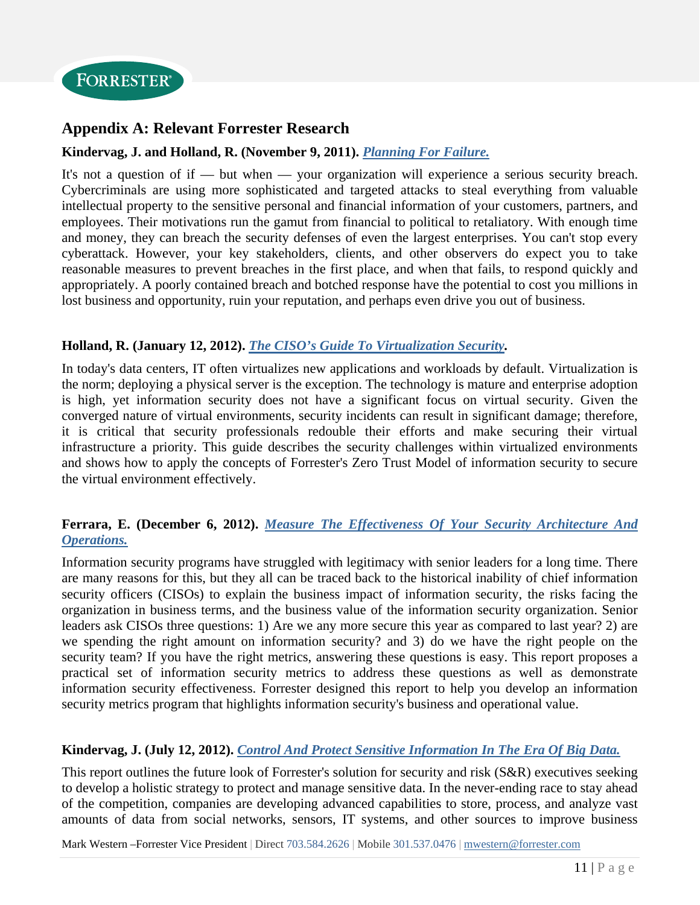## Appendix A: Relevant Forrester Research

**Kindervag, J. and Holland, R. (November 9, 2011). *Planning For Failure.***

It's not a question of if — but when — your organization will experience a serious security breach. Cybercriminals are using more sophisticated and targeted attacks to steal everything from valuable intellectual property to the sensitive personal and financial information of your customers, partners, and employees. Their motivations run the gamut from financial to political to retaliatory. With enough time and money, they can breach the security defenses of even the largest enterprises. You can't stop every cyberattack. However, your key stakeholders, clients, and other observers do expect you to take reasonable measures to prevent breaches in the first place, and when that fails, to respond quickly and appropriately. A poorly contained breach and botched response have the potential to cost you millions in lost business and opportunity, ruin your reputation, and perhaps even drive you out of business.

**Holland, R. (January 12, 2012). *The CISO's Guide To Virtualization Security*.**

In today's data centers, IT often virtualizes new applications and workloads by default. Virtualization is the norm; deploying a physical server is the exception. The technology is mature and enterprise adoption is high, yet information security does not have a significant focus on virtual security. Given the converged nature of virtual environments, security incidents can result in significant damage; therefore, it is critical that security professionals redouble their efforts and make securing their virtual infrastructure a priority. This guide describes the security challenges within virtualized environments and shows how to apply the concepts of Forrester's Zero Trust Model of information security to secure the virtual environment effectively.

**Ferrara, E. (December 6, 2012). *Measure The Effectiveness Of Your Security Architecture And Operations.***

Information security programs have struggled with legitimacy with senior leaders for a long time. There are many reasons for this, but they all can be traced back to the historical inability of chief information security officers (CISOs) to explain the business impact of information security, the risks facing the organization in business terms, and the business value of the information security organization. Senior leaders ask CISOs three questions: 1) Are we any more secure this year as compared to last year? 2) are we spending the right amount on information security? and 3) do we have the right people on the security team? If you have the right metrics, answering these questions is easy. This report proposes a practical set of information security metrics to address these questions as well as demonstrate information security effectiveness. Forrester designed this report to help you develop an information security metrics program that highlights information security's business and operational value.

**Kindervag, J. (July 12, 2012). *Control And Protect Sensitive Information In The Era Of Big Data.***

This report outlines the future look of Forrester's solution for security and risk (S&R) executives seeking to develop a holistic strategy to protect and manage sensitive data. In the never-ending race to stay ahead of the competition, companies are developing advanced capabilities to store, process, and analyze vast amounts of data from social networks, sensors, IT systems, and other sources to improve business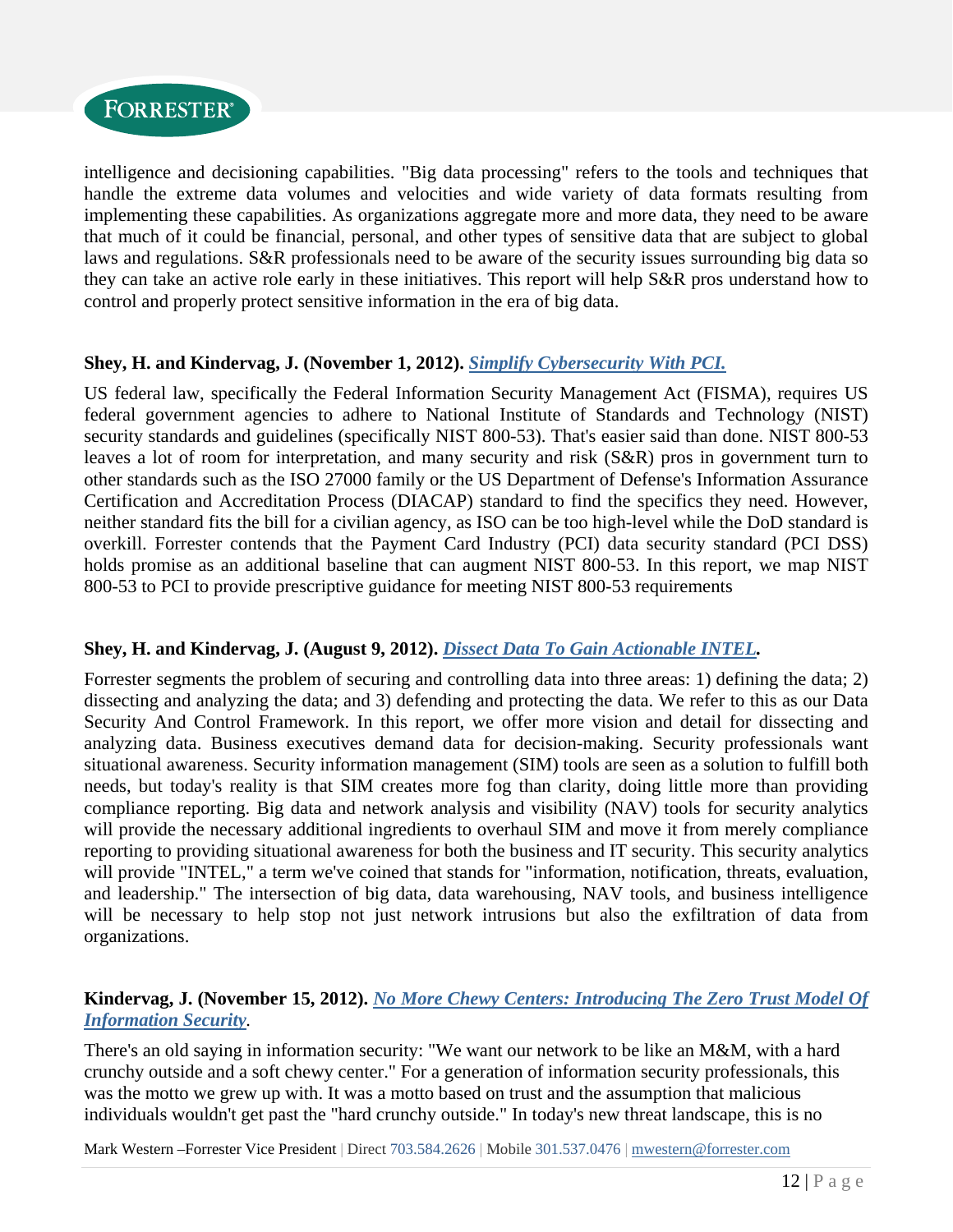intelligence and decisioning capabilities. "Big data processing" refers to the tools and techniques that handle the extreme data volumes and velocities and wide variety of data formats resulting from implementing these capabilities. As organizations aggregate more and more data, they need to be aware that much of it could be financial, personal, and other types of sensitive data that are subject to global laws and regulations. S&R professionals need to be aware of the security issues surrounding big data so they can take an active role early in these initiatives. This report will help S&R pros understand how to control and properly protect sensitive information in the era of big data.

**Shey, H. and Kindervag, J. (November 1, 2012). *Simplify Cybersecurity With PCI.***

US federal law, specifically the Federal Information Security Management Act (FISMA), requires US federal government agencies to adhere to National Institute of Standards and Technology (NIST) security standards and guidelines (specifically NIST 800-53). That's easier said than done. NIST 800-53 leaves a lot of room for interpretation, and many security and risk (S&R) pros in government turn to other standards such as the ISO 27000 family or the US Department of Defense's Information Assurance Certification and Accreditation Process (DIACAP) standard to find the specifics they need. However, neither standard fits the bill for a civilian agency, as ISO can be too high-level while the DoD standard is overkill. Forrester contends that the Payment Card Industry (PCI) data security standard (PCI DSS) holds promise as an additional baseline that can augment NIST 800-53. In this report, we map NIST 800-53 to PCI to provide prescriptive guidance for meeting NIST 800-53 requirements

**Shey, H. and Kindervag, J. (August 9, 2012). *Dissect Data To Gain Actionable INTEL*.**

Forrester segments the problem of securing and controlling data into three areas: 1) defining the data; 2) dissecting and analyzing the data; and 3) defending and protecting the data. We refer to this as our Data Security And Control Framework. In this report, we offer more vision and detail for dissecting and analyzing data. Business executives demand data for decision-making. Security professionals want situational awareness. Security information management (SIM) tools are seen as a solution to fulfill both needs, but today's reality is that SIM creates more fog than clarity, doing little more than providing compliance reporting. Big data and network analysis and visibility (NAV) tools for security analytics will provide the necessary additional ingredients to overhaul SIM and move it from merely compliance reporting to providing situational awareness for both the business and IT security. This security analytics will provide "INTEL," a term we've coined that stands for "information, notification, threats, evaluation, and leadership." The intersection of big data, data warehousing, NAV tools, and business intelligence will be necessary to help stop not just network intrusions but also the exfiltration of data from organizations.

**Kindervag, J. (November 15, 2012). *No More Chewy Centers: Introducing The Zero Trust Model Of Information Security*.**

There's an old saying in information security: "We want our network to be like an M&M, with a hard crunchy outside and a soft chewy center." For a generation of information security professionals, this was the motto we grew up with. It was a motto based on trust and the assumption that malicious individuals wouldn't get past the "hard crunchy outside." In today's new threat landscape, this is no

Mark Western –Forrester Vice President | Direct 703.584.2626 | Mobile 301.537.0476 | mwestern@forrester.com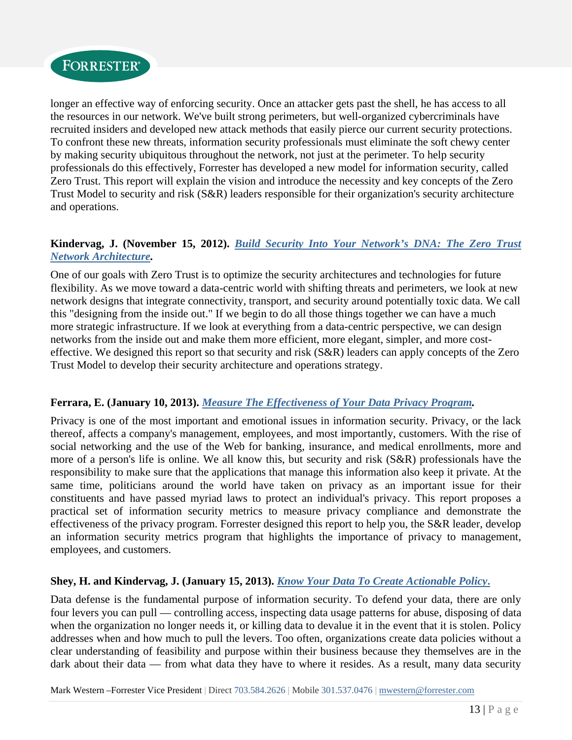longer an effective way of enforcing security. Once an attacker gets past the shell, he has access to all the resources in our network. We've built strong perimeters, but well-organized cybercriminals have recruited insiders and developed new attack methods that easily pierce our current security protections. To confront these new threats, information security professionals must eliminate the soft chewy center by making security ubiquitous throughout the network, not just at the perimeter. To help security professionals do this effectively, Forrester has developed a new model for information security, called Zero Trust. This report will explain the vision and introduce the necessity and key concepts of the Zero Trust Model to security and risk (S&R) leaders responsible for their organization's security architecture and operations.

**Kindervag, J. (November 15, 2012). *Build Security Into Your Network's DNA: The Zero Trust Network Architecture*.**

One of our goals with Zero Trust is to optimize the security architectures and technologies for future flexibility. As we move toward a data-centric world with shifting threats and perimeters, we look at new network designs that integrate connectivity, transport, and security around potentially toxic data. We call this "designing from the inside out." If we begin to do all those things together we can have a much more strategic infrastructure. If we look at everything from a data-centric perspective, we can design networks from the inside out and make them more efficient, more elegant, simpler, and more cost-effective. We designed this report so that security and risk (S&R) leaders can apply concepts of the Zero Trust Model to develop their security architecture and operations strategy.

**Ferrara, E. (January 10, 2013). *Measure The Effectiveness of Your Data Privacy Program*.**

Privacy is one of the most important and emotional issues in information security. Privacy, or the lack thereof, affects a company's management, employees, and most importantly, customers. With the rise of social networking and the use of the Web for banking, insurance, and medical enrollments, more and more of a person's life is online. We all know this, but security and risk (S&R) professionals have the responsibility to make sure that the applications that manage this information also keep it private. At the same time, politicians around the world have taken on privacy as an important issue for their constituents and have passed myriad laws to protect an individual's privacy. This report proposes a practical set of information security metrics to measure privacy compliance and demonstrate the effectiveness of the privacy program. Forrester designed this report to help you, the S&R leader, develop an information security metrics program that highlights the importance of privacy to management, employees, and customers.

**Shey, H. and Kindervag, J. (January 15, 2013). *Know Your Data To Create Actionable Policy*.**

Data defense is the fundamental purpose of information security. To defend your data, there are only four levers you can pull — controlling access, inspecting data usage patterns for abuse, disposing of data when the organization no longer needs it, or killing data to devalue it in the event that it is stolen. Policy addresses when and how much to pull the levers. Too often, organizations create data policies without a clear understanding of feasibility and purpose within their business because they themselves are in the dark about their data — from what data they have to where it resides. As a result, many data security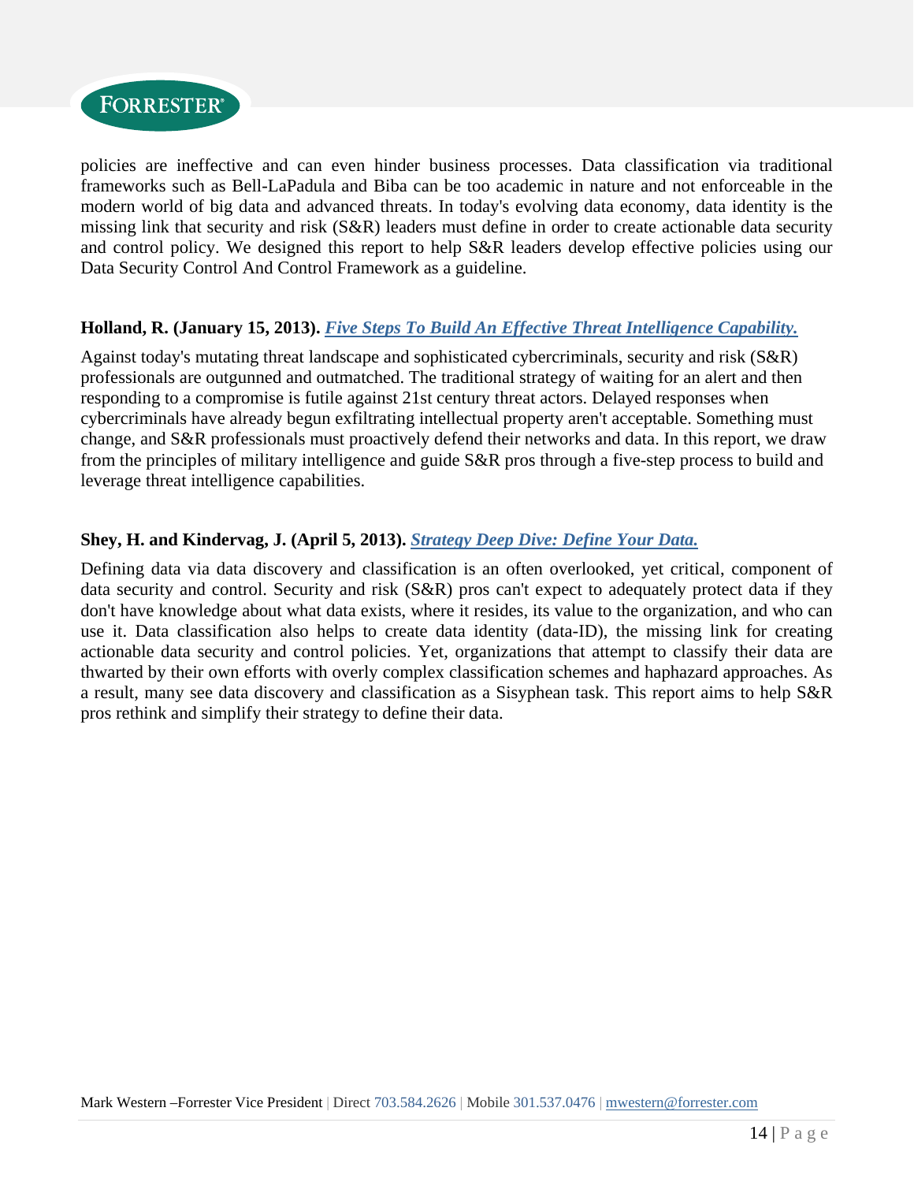policies are ineffective and can even hinder business processes. Data classification via traditional frameworks such as Bell-LaPadula and Biba can be too academic in nature and not enforceable in the modern world of big data and advanced threats. In today's evolving data economy, data identity is the missing link that security and risk (S&R) leaders must define in order to create actionable data security and control policy. We designed this report to help S&R leaders develop effective policies using our Data Security Control And Control Framework as a guideline.

**Holland, R. (January 15, 2013).** ***Five Steps To Build An Effective Threat Intelligence Capability.***

Against today's mutating threat landscape and sophisticated cybercriminals, security and risk (S&R) professionals are outgunned and outmatched. The traditional strategy of waiting for an alert and then responding to a compromise is futile against 21st century threat actors. Delayed responses when cybercriminals have already begun exfiltrating intellectual property aren't acceptable. Something must change, and S&R professionals must proactively defend their networks and data. In this report, we draw from the principles of military intelligence and guide S&R pros through a five-step process to build and leverage threat intelligence capabilities.

**Shey, H. and Kindervag, J. (April 5, 2013).** ***Strategy Deep Dive: Define Your Data.***

Defining data via data discovery and classification is an often overlooked, yet critical, component of data security and control. Security and risk (S&R) pros can't expect to adequately protect data if they don't have knowledge about what data exists, where it resides, its value to the organization, and who can use it. Data classification also helps to create data identity (data-ID), the missing link for creating actionable data security and control policies. Yet, organizations that attempt to classify their data are thwarted by their own efforts with overly complex classification schemes and haphazard approaches. As a result, many see data discovery and classification as a Sisyphean task. This report aims to help S&R pros rethink and simplify their strategy to define their data.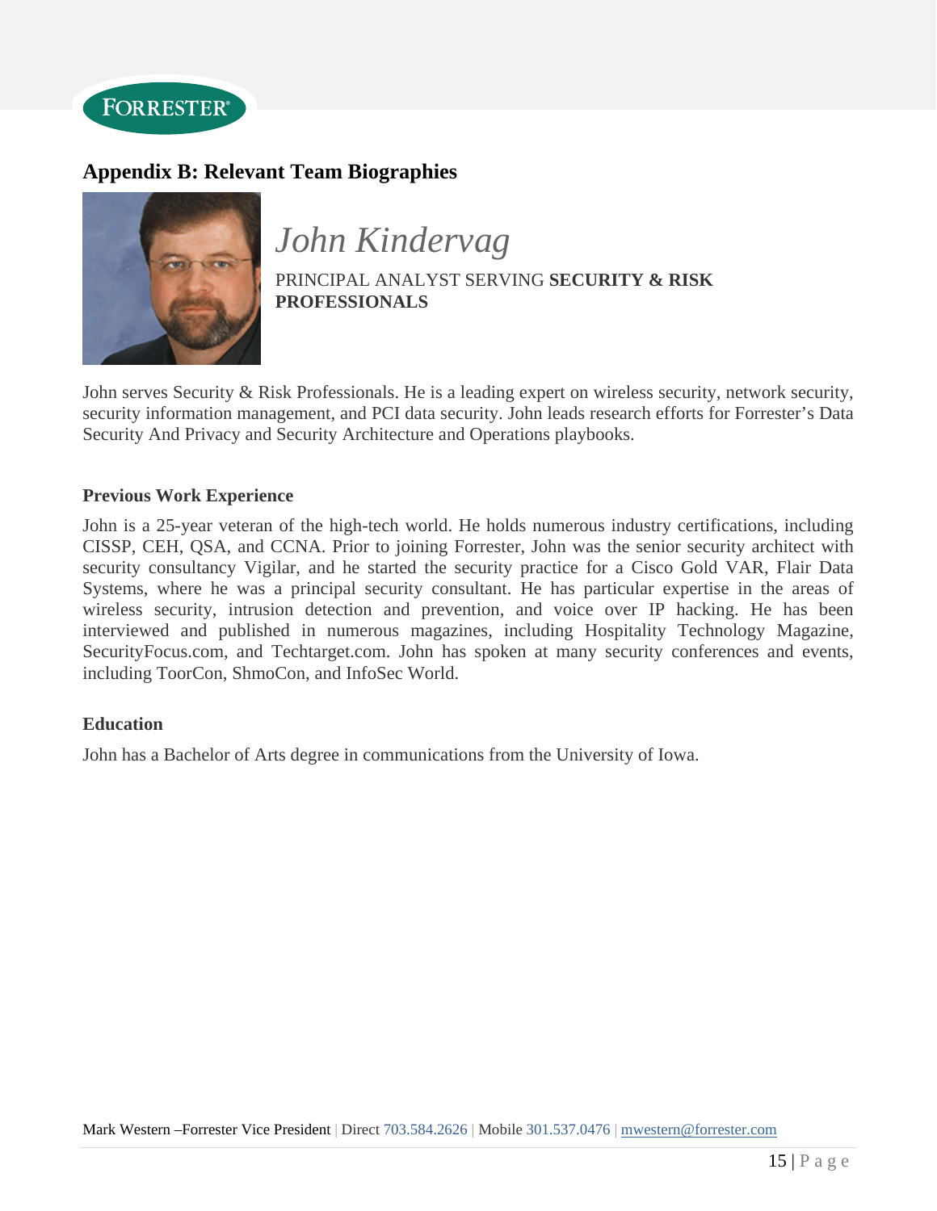## Appendix B: Relevant Team Biographies

# *John Kindervag*

PRINCIPAL ANALYST SERVING **SECURITY & RISK PROFESSIONALS**

John serves Security & Risk Professionals. He is a leading expert on wireless security, network security, security information management, and PCI data security. John leads research efforts for Forrester's Data Security And Privacy and Security Architecture and Operations playbooks.

### Previous Work Experience

John is a 25-year veteran of the high-tech world. He holds numerous industry certifications, including CISSP, CEH, QSA, and CCNA. Prior to joining Forrester, John was the senior security architect with security consultancy Vigilar, and he started the security practice for a Cisco Gold VAR, Flair Data Systems, where he was a principal security consultant. He has particular expertise in the areas of wireless security, intrusion detection and prevention, and voice over IP hacking. He has been interviewed and published in numerous magazines, including Hospitality Technology Magazine, SecurityFocus.com, and Techtarget.com. John has spoken at many security conferences and events, including ToorCon, ShmoCon, and InfoSec World.

### Education

John has a Bachelor of Arts degree in communications from the University of Iowa.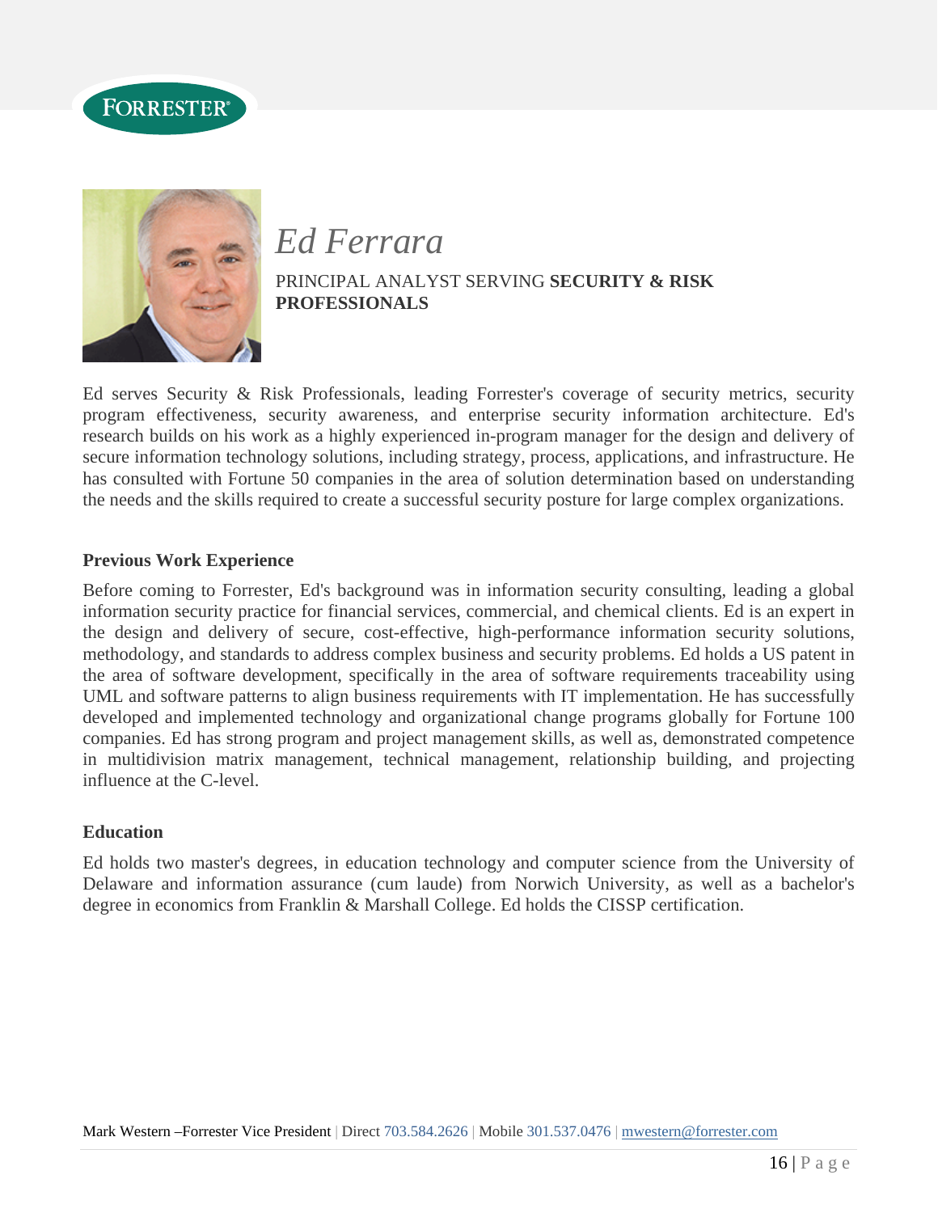# *Ed Ferrara*

PRINCIPAL ANALYST SERVING **SECURITY & RISK PROFESSIONALS**

Ed serves Security & Risk Professionals, leading Forrester's coverage of security metrics, security program effectiveness, security awareness, and enterprise security information architecture. Ed's research builds on his work as a highly experienced in-program manager for the design and delivery of secure information technology solutions, including strategy, process, applications, and infrastructure. He has consulted with Fortune 50 companies in the area of solution determination based on understanding the needs and the skills required to create a successful security posture for large complex organizations.

**Previous Work Experience**

Before coming to Forrester, Ed's background was in information security consulting, leading a global information security practice for financial services, commercial, and chemical clients. Ed is an expert in the design and delivery of secure, cost-effective, high-performance information security solutions, methodology, and standards to address complex business and security problems. Ed holds a US patent in the area of software development, specifically in the area of software requirements traceability using UML and software patterns to align business requirements with IT implementation. He has successfully developed and implemented technology and organizational change programs globally for Fortune 100 companies. Ed has strong program and project management skills, as well as, demonstrated competence in multidivision matrix management, technical management, relationship building, and projecting influence at the C-level.

**Education**

Ed holds two master's degrees, in education technology and computer science from the University of Delaware and information assurance (cum laude) from Norwich University, as well as a bachelor's degree in economics from Franklin & Marshall College. Ed holds the CISSP certification.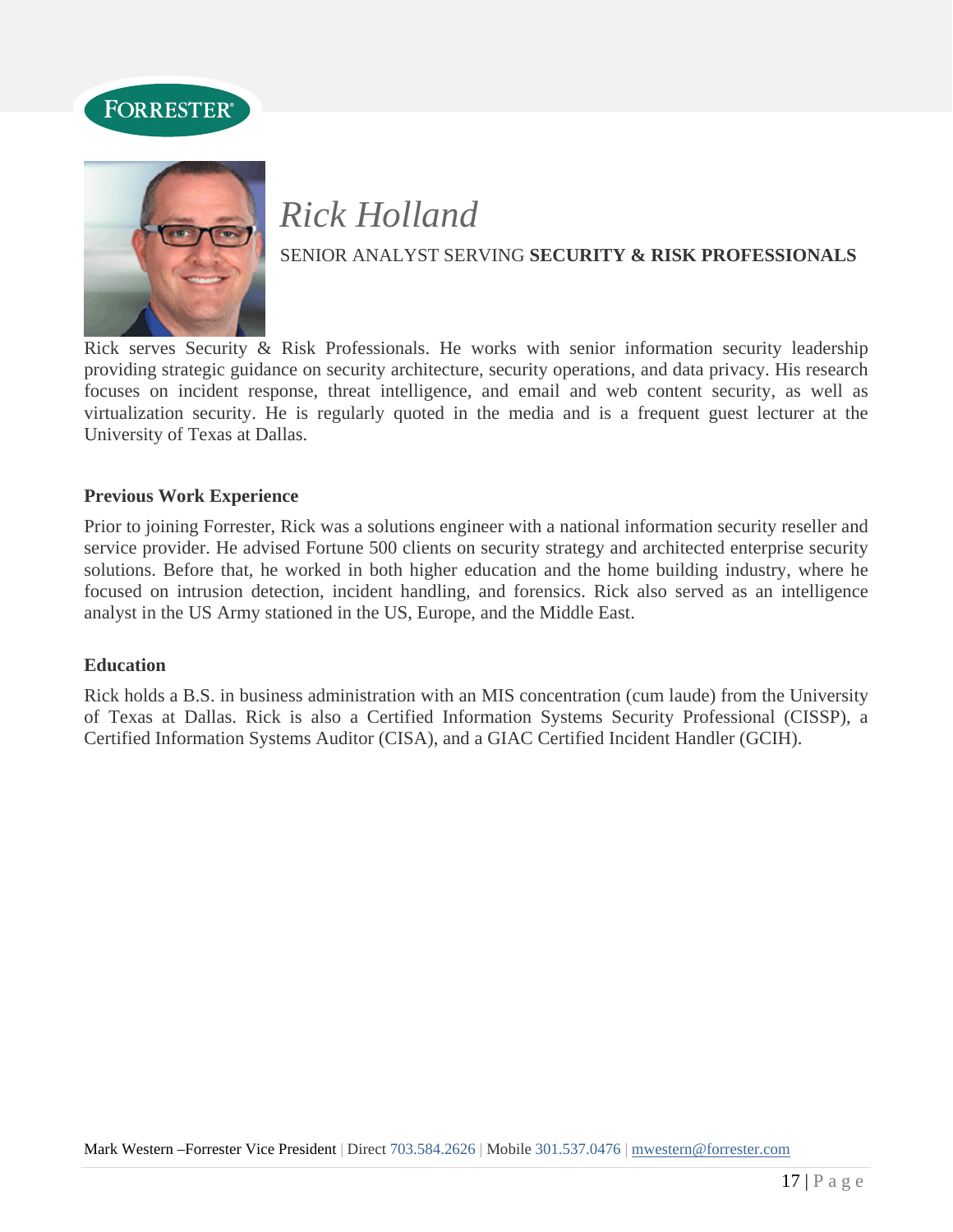# *Rick Holland*

SENIOR ANALYST SERVING **SECURITY & RISK PROFESSIONALS**

Rick serves Security & Risk Professionals. He works with senior information security leadership providing strategic guidance on security architecture, security operations, and data privacy. His research focuses on incident response, threat intelligence, and email and web content security, as well as virtualization security. He is regularly quoted in the media and is a frequent guest lecturer at the University of Texas at Dallas.

**Previous Work Experience**

Prior to joining Forrester, Rick was a solutions engineer with a national information security reseller and service provider. He advised Fortune 500 clients on security strategy and architected enterprise security solutions. Before that, he worked in both higher education and the home building industry, where he focused on intrusion detection, incident handling, and forensics. Rick also served as an intelligence analyst in the US Army stationed in the US, Europe, and the Middle East.

**Education**

Rick holds a B.S. in business administration with an MIS concentration (cum laude) from the University of Texas at Dallas. Rick is also a Certified Information Systems Security Professional (CISSP), a Certified Information Systems Auditor (CISA), and a GIAC Certified Incident Handler (GCIH).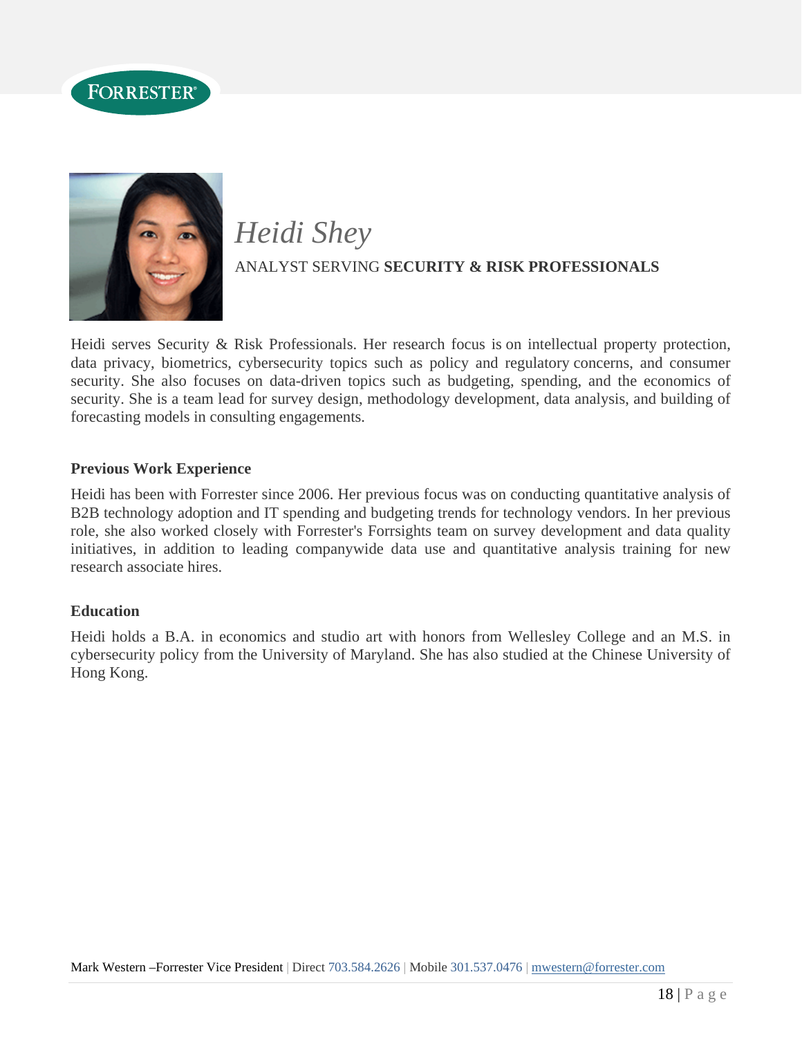# *Heidi Shey*

ANALYST SERVING **SECURITY & RISK PROFESSIONALS**

Heidi serves Security & Risk Professionals. Her research focus is on intellectual property protection, data privacy, biometrics, cybersecurity topics such as policy and regulatory concerns, and consumer security. She also focuses on data-driven topics such as budgeting, spending, and the economics of security. She is a team lead for survey design, methodology development, data analysis, and building of forecasting models in consulting engagements.

**Previous Work Experience**

Heidi has been with Forrester since 2006. Her previous focus was on conducting quantitative analysis of B2B technology adoption and IT spending and budgeting trends for technology vendors. In her previous role, she also worked closely with Forrester's Forrsights team on survey development and data quality initiatives, in addition to leading companywide data use and quantitative analysis training for new research associate hires.

**Education**

Heidi holds a B.A. in economics and studio art with honors from Wellesley College and an M.S. in cybersecurity policy from the University of Maryland. She has also studied at the Chinese University of Hong Kong.